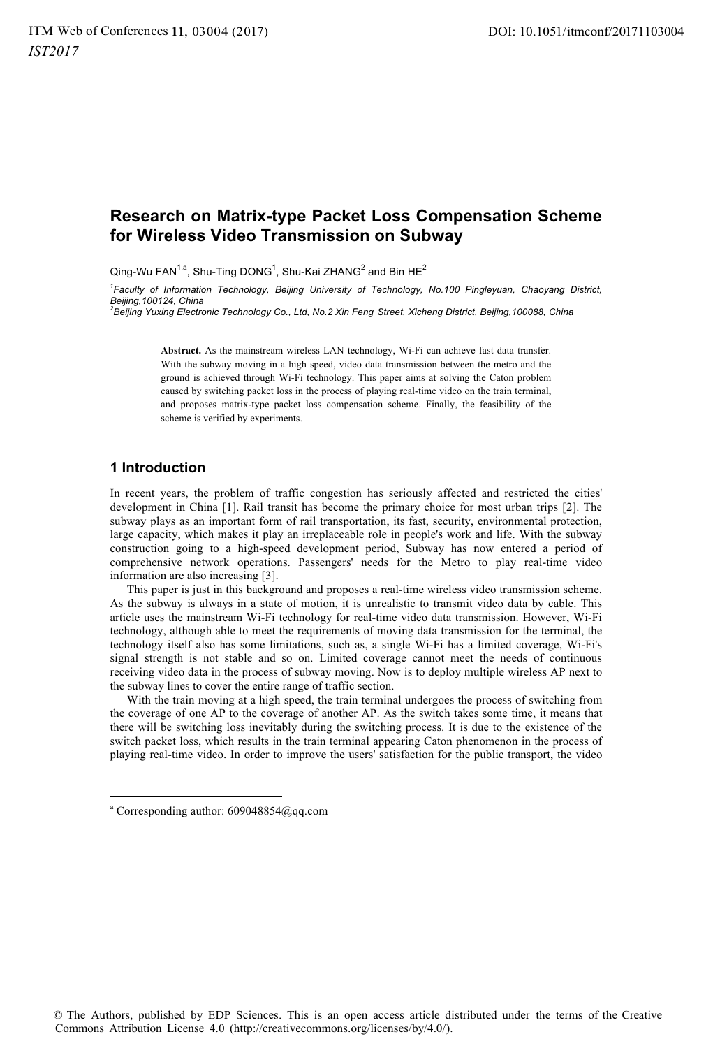# Research on Matrix-type Packet Loss Compensation Scheme for Wireless Video Transmission on Subway

Qing-Wu FAN[1,a], Shu-Ting DONG[1], Shu-Kai ZHANG[2] and Bin HE[2]

[1]*Faculty of Information Technology, Beijing University of Technology, No.100 Pingleyuan, Chaoyang District, Beijing,100124, China*

[2]*Beijing Yuxing Electronic Technology Co., Ltd, No.2 Xin Feng Street, Xicheng District, Beijing,100088, China*

**Abstract.** As the mainstream wireless LAN technology, Wi-Fi can achieve fast data transfer. With the subway moving in a high speed, video data transmission between the metro and the ground is achieved through Wi-Fi technology. This paper aims at solving the Caton problem caused by switching packet loss in the process of playing real-time video on the train terminal, and proposes matrix-type packet loss compensation scheme. Finally, the feasibility of the scheme is verified by experiments.

## 1 Introduction

In recent years, the problem of traffic congestion has seriously affected and restricted the cities' development in China [1]. Rail transit has become the primary choice for most urban trips [2]. The subway plays as an important form of rail transportation, its fast, security, environmental protection, large capacity, which makes it play an irreplaceable role in people's work and life. With the subway construction going to a high-speed development period, Subway has now entered a period of comprehensive network operations. Passengers' needs for the Metro to play real-time video information are also increasing [3].

This paper is just in this background and proposes a real-time wireless video transmission scheme. As the subway is always in a state of motion, it is unrealistic to transmit video data by cable. This article uses the mainstream Wi-Fi technology for real-time video data transmission. However, Wi-Fi technology, although able to meet the requirements of moving data transmission for the terminal, the technology itself also has some limitations, such as, a single Wi-Fi has a limited coverage, Wi-Fi's signal strength is not stable and so on. Limited coverage cannot meet the needs of continuous receiving video data in the process of subway moving. Now is to deploy multiple wireless AP next to the subway lines to cover the entire range of traffic section.

With the train moving at a high speed, the train terminal undergoes the process of switching from the coverage of one AP to the coverage of another AP. As the switch takes some time, it means that there will be switching loss inevitably during the switching process. It is due to the existence of the switch packet loss, which results in the train terminal appearing Caton phenomenon in the process of playing real-time video. In order to improve the users' satisfaction for the public transport, the video

[a] Corresponding author: 609048854@qq.com

© The Authors, published by EDP Sciences. This is an open access article distributed under the terms of the Creative Commons Attribution License 4.0 (http://creativecommons.org/licenses/by/4.0/).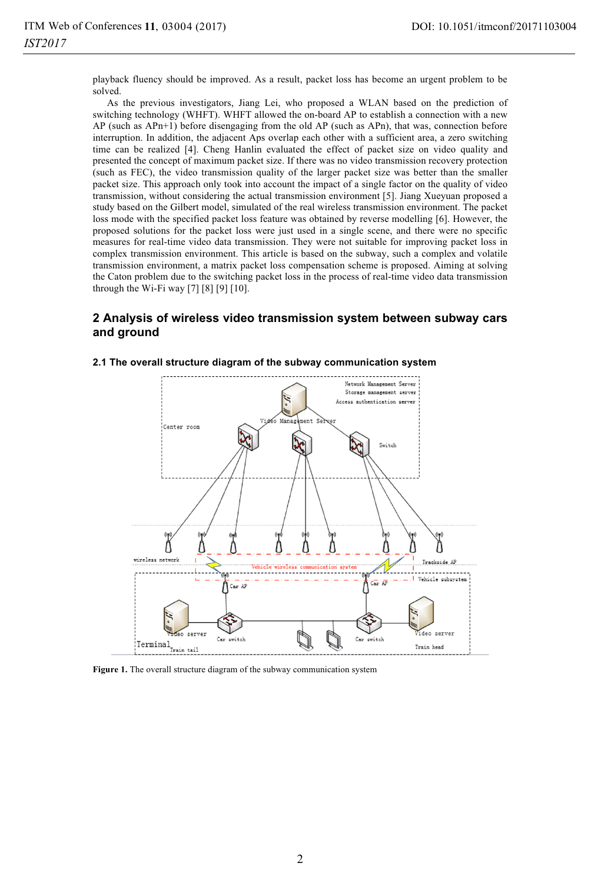playback fluency should be improved. As a result, packet loss has become an urgent problem to be solved.

As the previous investigators, Jiang Lei, who proposed a WLAN based on the prediction of switching technology (WHFT). WHFT allowed the on-board AP to establish a connection with a new AP (such as APn+1) before disengaging from the old AP (such as APn), that was, connection before interruption. In addition, the adjacent Aps overlap each other with a sufficient area, a zero switching time can be realized [4]. Cheng Hanlin evaluated the effect of packet size on video quality and presented the concept of maximum packet size. If there was no video transmission recovery protection (such as FEC), the video transmission quality of the larger packet size was better than the smaller packet size. This approach only took into account the impact of a single factor on the quality of video transmission, without considering the actual transmission environment [5]. Jiang Xueyuan proposed a study based on the Gilbert model, simulated of the real wireless transmission environment. The packet loss mode with the specified packet loss feature was obtained by reverse modelling [6]. However, the proposed solutions for the packet loss were just used in a single scene, and there were no specific measures for real-time video data transmission. They were not suitable for improving packet loss in complex transmission environment. This article is based on the subway, such a complex and volatile transmission environment, a matrix packet loss compensation scheme is proposed. Aiming at solving the Caton problem due to the switching packet loss in the process of real-time video data transmission through the Wi-Fi way [7] [8] [9] [10].

## 2 Analysis of wireless video transmission system between subway cars and ground

### 2.1 The overall structure diagram of the subway communication system

**Figure 1.** The overall structure diagram of the subway communication system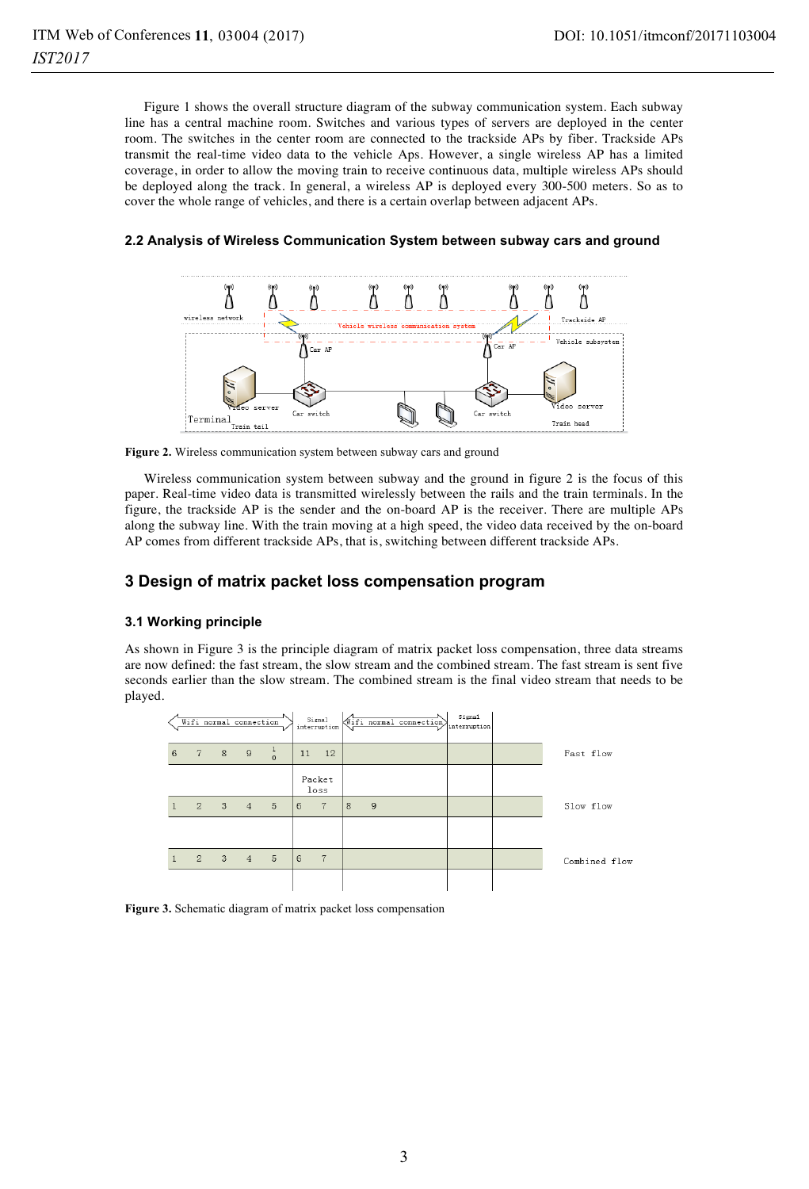Figure 1 shows the overall structure diagram of the subway communication system. Each subway line has a central machine room. Switches and various types of servers are deployed in the center room. The switches in the center room are connected to the trackside APs by fiber. Trackside APs transmit the real-time video data to the vehicle Aps. However, a single wireless AP has a limited coverage, in order to allow the moving train to receive continuous data, multiple wireless APs should be deployed along the track. In general, a wireless AP is deployed every 300-500 meters. So as to cover the whole range of vehicles, and there is a certain overlap between adjacent APs.

### 2.2 Analysis of Wireless Communication System between subway cars and ground

**Figure 2.** Wireless communication system between subway cars and ground

Wireless communication system between subway and the ground in figure 2 is the focus of this paper. Real-time video data is transmitted wirelessly between the rails and the train terminals. In the figure, the trackside AP is the sender and the on-board AP is the receiver. There are multiple APs along the subway line. With the train moving at a high speed, the video data received by the on-board AP comes from different trackside APs, that is, switching between different trackside APs.

## 3 Design of matrix packet loss compensation program

### 3.1 Working principle

As shown in Figure 3 is the principle diagram of matrix packet loss compensation, three data streams are now defined: the fast stream, the slow stream and the combined stream. The fast stream is sent five seconds earlier than the slow stream. The combined stream is the final video stream that needs to be played.

**Figure 3.** Schematic diagram of matrix packet loss compensation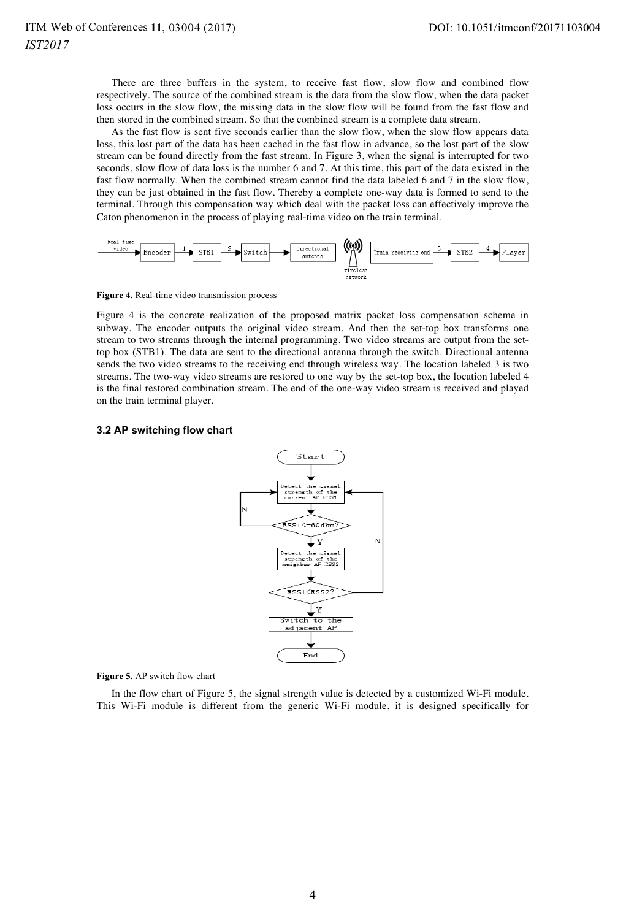There are three buffers in the system, to receive fast flow, slow flow and combined flow respectively. The source of the combined stream is the data from the slow flow, when the data packet loss occurs in the slow flow, the missing data in the slow flow will be found from the fast flow and then stored in the combined stream. So that the combined stream is a complete data stream.

As the fast flow is sent five seconds earlier than the slow flow, when the slow flow appears data loss, this lost part of the data has been cached in the fast flow in advance, so the lost part of the slow stream can be found directly from the fast stream. In Figure 3, when the signal is interrupted for two seconds, slow flow of data loss is the number 6 and 7. At this time, this part of the data existed in the fast flow normally. When the combined stream cannot find the data labeled 6 and 7 in the slow flow, they can be just obtained in the fast flow. Thereby a complete one-way data is formed to send to the terminal. Through this compensation way which deal with the packet loss can effectively improve the Caton phenomenon in the process of playing real-time video on the train terminal.

**Figure 4.** Real-time video transmission process

Figure 4 is the concrete realization of the proposed matrix packet loss compensation scheme in subway. The encoder outputs the original video stream. And then the set-top box transforms one stream to two streams through the internal programming. Two video streams are output from the set-top box (STB1). The data are sent to the directional antenna through the switch. Directional antenna sends the two video streams to the receiving end through wireless way. The location labeled 3 is two streams. The two-way video streams are restored to one way by the set-top box, the location labeled 4 is the final restored combination stream. The end of the one-way video stream is received and played on the train terminal player.

### 3.2 AP switching flow chart

**Figure 5.** AP switch flow chart

In the flow chart of Figure 5, the signal strength value is detected by a customized Wi-Fi module. This Wi-Fi module is different from the generic Wi-Fi module, it is designed specifically for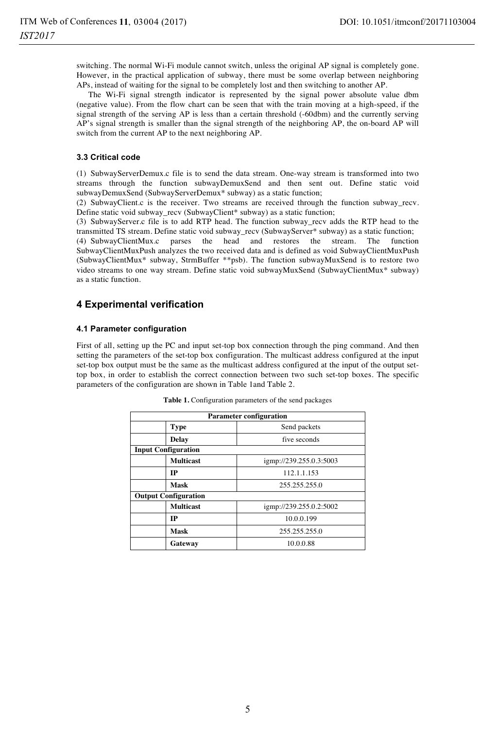switching. The normal Wi-Fi module cannot switch, unless the original AP signal is completely gone. However, in the practical application of subway, there must be some overlap between neighboring APs, instead of waiting for the signal to be completely lost and then switching to another AP.

The Wi-Fi signal strength indicator is represented by the signal power absolute value dbm (negative value). From the flow chart can be seen that with the train moving at a high-speed, if the signal strength of the serving AP is less than a certain threshold (-60dbm) and the currently serving AP's signal strength is smaller than the signal strength of the neighboring AP, the on-board AP will switch from the current AP to the next neighboring AP.

### 3.3 Critical code

(1) SubwayServerDemux.c file is to send the data stream. One-way stream is transformed into two streams through the function subwayDemuxSend and then sent out. Define static void subwayDemuxSend (SubwayServerDemux* subway) as a static function;

(2) SubwayClient.c is the receiver. Two streams are received through the function subway_recv. Define static void subway_recv (SubwayClient* subway) as a static function;

(3) SubwayServer.c file is to add RTP head. The function subway_recv adds the RTP head to the transmitted TS stream. Define static void subway_recv (SubwayServer* subway) as a static function;

(4) SubwayClientMux.c parses the head and restores the stream. The function SubwayClientMuxPush analyzes the two received data and is defined as void SubwayClientMuxPush (SubwayClientMux* subway, StrmBuffer **psb). The function subwayMuxSend is to restore two video streams to one way stream. Define static void subwayMuxSend (SubwayClientMux* subway) as a static function.

## 4 Experimental verification

### 4.1 Parameter configuration

First of all, setting up the PC and input set-top box connection through the ping command. And then setting the parameters of the set-top box configuration. The multicast address configured at the input set-top box output must be the same as the multicast address configured at the input of the output set-top box, in order to establish the correct connection between two such set-top boxes. The specific parameters of the configuration are shown in Table 1and Table 2.

**Table 1.** Configuration parameters of the send packages

| Parameter configuration | | |
|---|---|---|
| | **Type** | Send packets |
| | **Delay** | five seconds |
| **Input Configuration** | | |
| | **Multicast** | igmp://239.255.0.3:5003 |
| | **IP** | 112.1.1.153 |
| | **Mask** | 255.255.255.0 |
| **Output Configuration** | | |
| | **Multicast** | igmp://239.255.0.2:5002 |
| | **IP** | 10.0.0.199 |
| | **Mask** | 255.255.255.0 |
| | **Gateway** | 10.0.0.88 |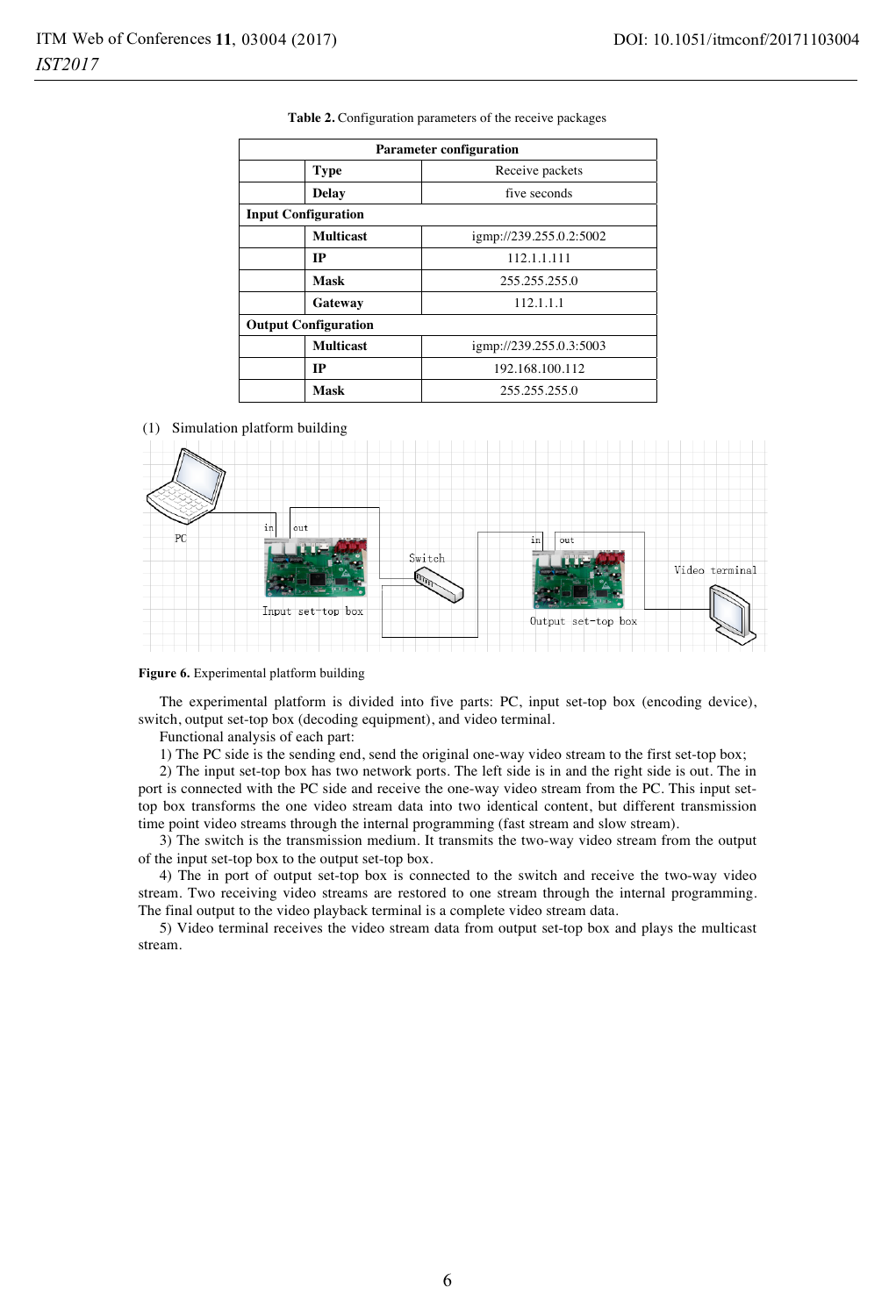**Table 2.** Configuration parameters of the receive packages

| Parameter configuration | | |
|---|---|---|
| | **Type** | Receive packets |
| | **Delay** | five seconds |
| **Input Configuration** | | |
| | **Multicast** | igmp://239.255.0.2:5002 |
| | **IP** | 112.1.1.111 |
| | **Mask** | 255.255.255.0 |
| | **Gateway** | 112.1.1.1 |
| **Output Configuration** | | |
| | **Multicast** | igmp://239.255.0.3:5003 |
| | **IP** | 192.168.100.112 |
| | **Mask** | 255.255.255.0 |

(1) Simulation platform building

**Figure 6.** Experimental platform building

The experimental platform is divided into five parts: PC, input set-top box (encoding device), switch, output set-top box (decoding equipment), and video terminal.

Functional analysis of each part:

1) The PC side is the sending end, send the original one-way video stream to the first set-top box;

2) The input set-top box has two network ports. The left side is in and the right side is out. The in port is connected with the PC side and receive the one-way video stream from the PC. This input set-top box transforms the one video stream data into two identical content, but different transmission time point video streams through the internal programming (fast stream and slow stream).

3) The switch is the transmission medium. It transmits the two-way video stream from the output of the input set-top box to the output set-top box.

4) The in port of output set-top box is connected to the switch and receive the two-way video stream. Two receiving video streams are restored to one stream through the internal programming. The final output to the video playback terminal is a complete video stream data.

5) Video terminal receives the video stream data from output set-top box and plays the multicast stream.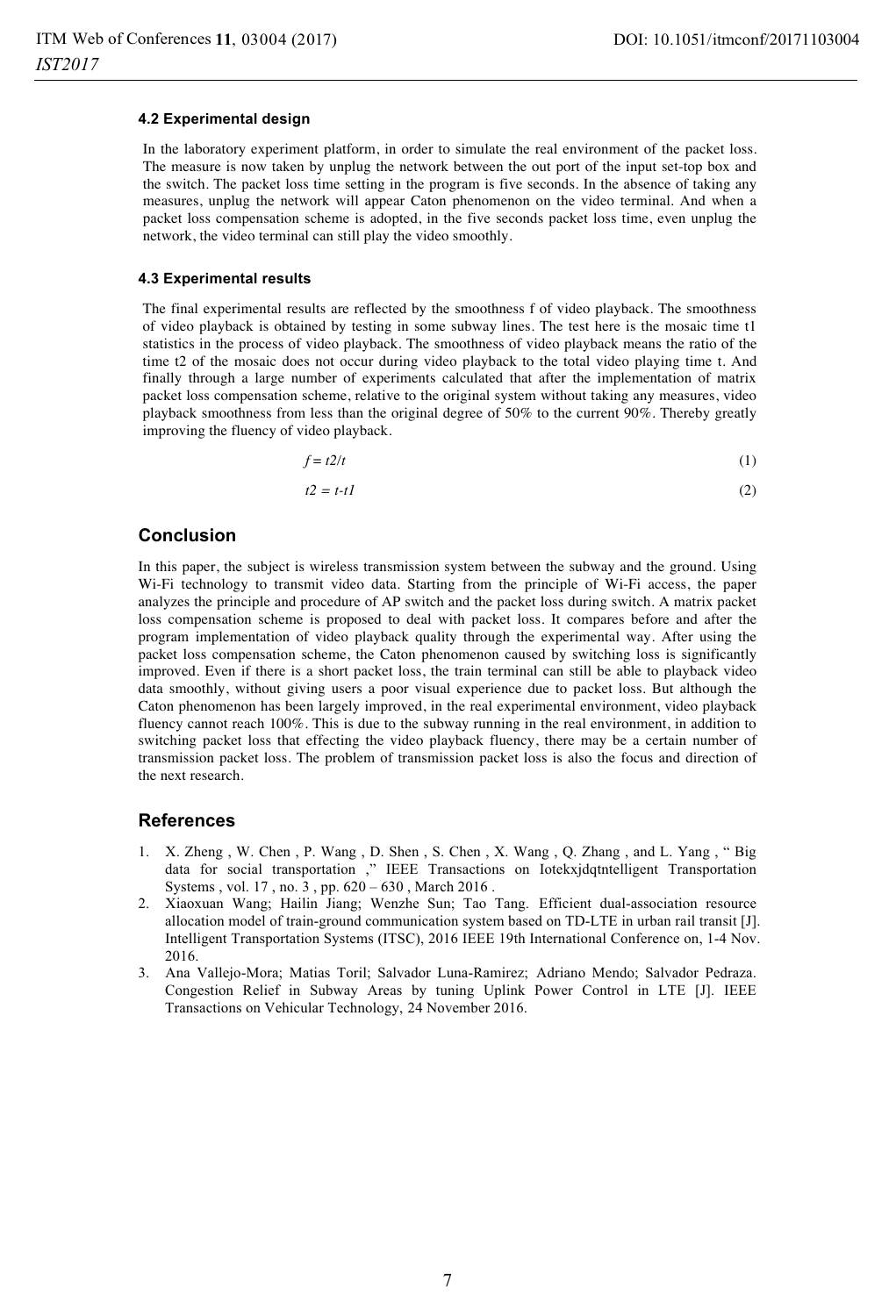### 4.2 Experimental design

In the laboratory experiment platform, in order to simulate the real environment of the packet loss. The measure is now taken by unplug the network between the out port of the input set-top box and the switch. The packet loss time setting in the program is five seconds. In the absence of taking any measures, unplug the network will appear Caton phenomenon on the video terminal. And when a packet loss compensation scheme is adopted, in the five seconds packet loss time, even unplug the network, the video terminal can still play the video smoothly.

### 4.3 Experimental results

The final experimental results are reflected by the smoothness f of video playback. The smoothness of video playback is obtained by testing in some subway lines. The test here is the mosaic time t1 statistics in the process of video playback. The smoothness of video playback means the ratio of the time t2 of the mosaic does not occur during video playback to the total video playing time t. And finally through a large number of experiments calculated that after the implementation of matrix packet loss compensation scheme, relative to the original system without taking any measures, video playback smoothness from less than the original degree of 50% to the current 90%. Thereby greatly improving the fluency of video playback.

$$f = t2/t \tag{1}$$

$$t2 = t - t1 \tag{2}$$

## Conclusion

In this paper, the subject is wireless transmission system between the subway and the ground. Using Wi-Fi technology to transmit video data. Starting from the principle of Wi-Fi access, the paper analyzes the principle and procedure of AP switch and the packet loss during switch. A matrix packet loss compensation scheme is proposed to deal with packet loss. It compares before and after the program implementation of video playback quality through the experimental way. After using the packet loss compensation scheme, the Caton phenomenon caused by switching loss is significantly improved. Even if there is a short packet loss, the train terminal can still be able to playback video data smoothly, without giving users a poor visual experience due to packet loss. But although the Caton phenomenon has been largely improved, in the real experimental environment, video playback fluency cannot reach 100%. This is due to the subway running in the real environment, in addition to switching packet loss that effecting the video playback fluency, there may be a certain number of transmission packet loss. The problem of transmission packet loss is also the focus and direction of the next research.

## References

1. X. Zheng , W. Chen , P. Wang , D. Shen , S. Chen , X. Wang , Q. Zhang , and L. Yang , " Big data for social transportation ," IEEE Transactions on Iotekxjdqtntelligent Transportation Systems , vol. 17 , no. 3 , pp. 620 – 630 , March 2016 .
2. Xiaoxuan Wang; Hailin Jiang; Wenzhe Sun; Tao Tang. Efficient dual-association resource allocation model of train-ground communication system based on TD-LTE in urban rail transit [J]. Intelligent Transportation Systems (ITSC), 2016 IEEE 19th International Conference on, 1-4 Nov. 2016.
3. Ana Vallejo-Mora; Matias Toril; Salvador Luna-Ramirez; Adriano Mendo; Salvador Pedraza. Congestion Relief in Subway Areas by tuning Uplink Power Control in LTE [J]. IEEE Transactions on Vehicular Technology, 24 November 2016.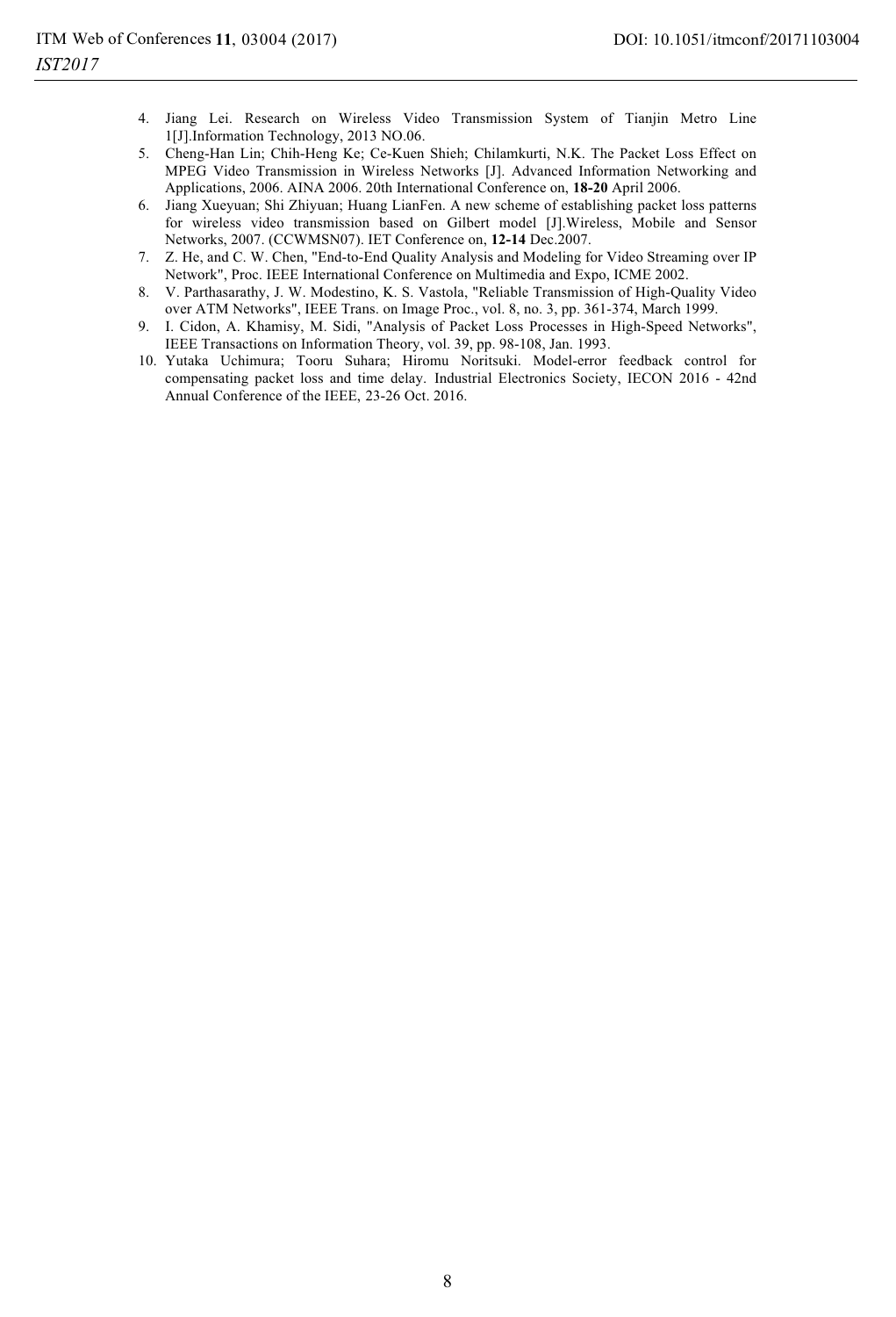4. Jiang Lei. Research on Wireless Video Transmission System of Tianjin Metro Line 1[J].Information Technology, 2013 NO.06.
5. Cheng-Han Lin; Chih-Heng Ke; Ce-Kuen Shieh; Chilamkurti, N.K. The Packet Loss Effect on MPEG Video Transmission in Wireless Networks [J]. Advanced Information Networking and Applications, 2006. AINA 2006. 20th International Conference on, **18-20** April 2006.
6. Jiang Xueyuan; Shi Zhiyuan; Huang LianFen. A new scheme of establishing packet loss patterns for wireless video transmission based on Gilbert model [J].Wireless, Mobile and Sensor Networks, 2007. (CCWMSN07). IET Conference on, **12-14** Dec.2007.
7. Z. He, and C. W. Chen, "End-to-End Quality Analysis and Modeling for Video Streaming over IP Network", Proc. IEEE International Conference on Multimedia and Expo, ICME 2002.
8. V. Parthasarathy, J. W. Modestino, K. S. Vastola, "Reliable Transmission of High-Quality Video over ATM Networks", IEEE Trans. on Image Proc., vol. 8, no. 3, pp. 361-374, March 1999.
9. I. Cidon, A. Khamisy, M. Sidi, "Analysis of Packet Loss Processes in High-Speed Networks", IEEE Transactions on Information Theory, vol. 39, pp. 98-108, Jan. 1993.
10. Yutaka Uchimura; Tooru Suhara; Hiromu Noritsuki. Model-error feedback control for compensating packet loss and time delay. Industrial Electronics Society, IECON 2016 - 42nd Annual Conference of the IEEE, 23-26 Oct. 2016.